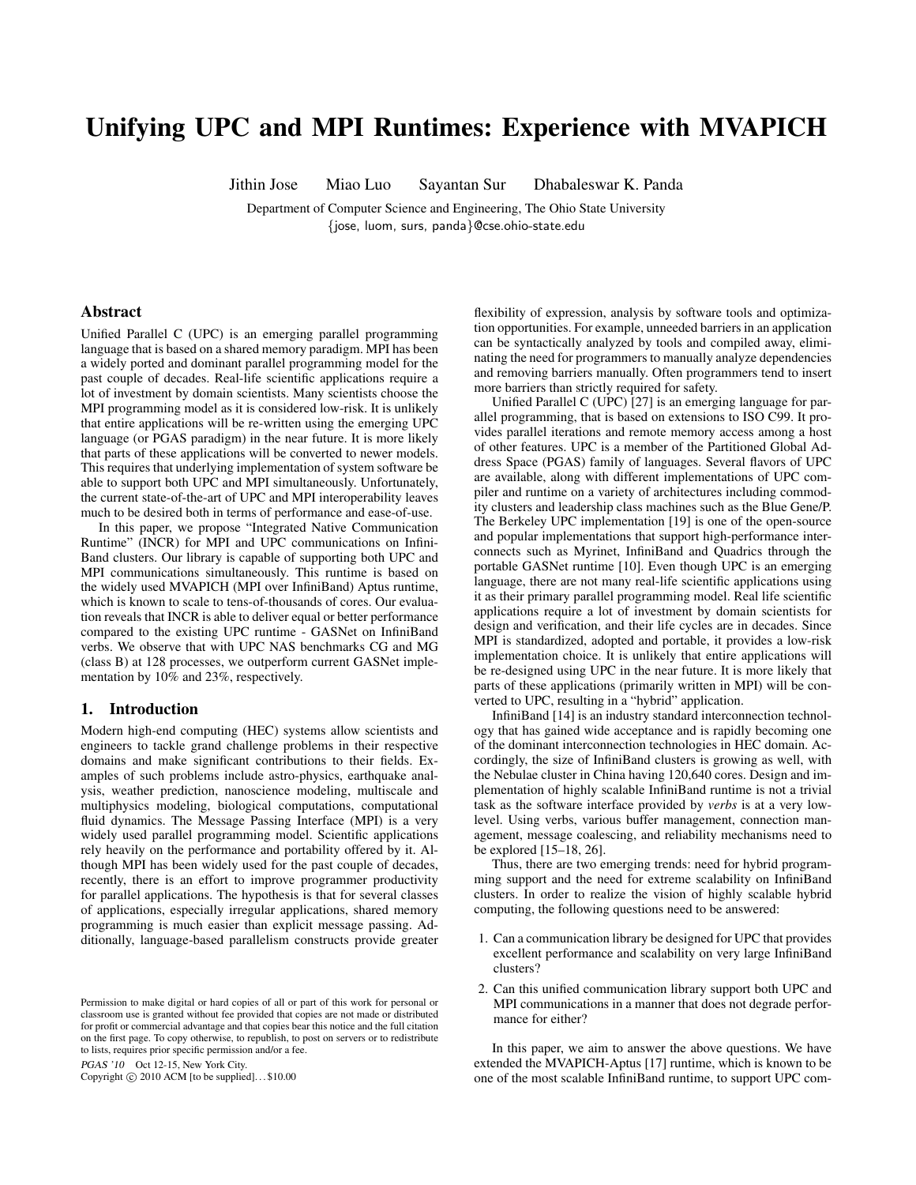# Unifying UPC and MPI Runtimes: Experience with MVAPICH

Jithin Jose  Miao Luo  Sayantan Sur  Dhabaleswar K. Panda

Department of Computer Science and Engineering, The Ohio State University

{jose, luom, surs, panda}@cse.ohio-state.edu

## Abstract

Unified Parallel C (UPC) is an emerging parallel programming language that is based on a shared memory paradigm. MPI has been a widely ported and dominant parallel programming model for the past couple of decades. Real-life scientific applications require a lot of investment by domain scientists. Many scientists choose the MPI programming model as it is considered low-risk. It is unlikely that entire applications will be re-written using the emerging UPC language (or PGAS paradigm) in the near future. It is more likely that parts of these applications will be converted to newer models. This requires that underlying implementation of system software be able to support both UPC and MPI simultaneously. Unfortunately, the current state-of-the-art of UPC and MPI interoperability leaves much to be desired both in terms of performance and ease-of-use.

In this paper, we propose "Integrated Native Communication Runtime" (INCR) for MPI and UPC communications on InfiniBand clusters. Our library is capable of supporting both UPC and MPI communications simultaneously. This runtime is based on the widely used MVAPICH (MPI over InfiniBand) Aptus runtime, which is known to scale to tens-of-thousands of cores. Our evaluation reveals that INCR is able to deliver equal or better performance compared to the existing UPC runtime - GASNet on InfiniBand verbs. We observe that with UPC NAS benchmarks CG and MG (class B) at 128 processes, we outperform current GASNet implementation by 10% and 23%, respectively.

## 1. Introduction

Modern high-end computing (HEC) systems allow scientists and engineers to tackle grand challenge problems in their respective domains and make significant contributions to their fields. Examples of such problems include astro-physics, earthquake analysis, weather prediction, nanoscience modeling, multiscale and multiphysics modeling, biological computations, computational fluid dynamics. The Message Passing Interface (MPI) is a very widely used parallel programming model. Scientific applications rely heavily on the performance and portability offered by it. Although MPI has been widely used for the past couple of decades, recently, there is an effort to improve programmer productivity for parallel applications. The hypothesis is that for several classes of applications, especially irregular applications, shared memory programming is much easier than explicit message passing. Additionally, language-based parallelism constructs provide greater flexibility of expression, analysis by software tools and optimization opportunities. For example, unneeded barriers in an application can be syntactically analyzed by tools and compiled away, eliminating the need for programmers to manually analyze dependencies and removing barriers manually. Often programmers tend to insert more barriers than strictly required for safety.

Unified Parallel C (UPC) [27] is an emerging language for parallel programming, that is based on extensions to ISO C99. It provides parallel iterations and remote memory access among a host of other features. UPC is a member of the Partitioned Global Address Space (PGAS) family of languages. Several flavors of UPC are available, along with different implementations of UPC compiler and runtime on a variety of architectures including commodity clusters and leadership class machines such as the Blue Gene/P. The Berkeley UPC implementation [19] is one of the open-source and popular implementations that support high-performance interconnects such as Myrinet, InfiniBand and Quadrics through the portable GASNet runtime [10]. Even though UPC is an emerging language, there are not many real-life scientific applications using it as their primary parallel programming model. Real life scientific applications require a lot of investment by domain scientists for design and verification, and their life cycles are in decades. Since MPI is standardized, adopted and portable, it provides a low-risk implementation choice. It is unlikely that entire applications will be re-designed using UPC in the near future. It is more likely that parts of these applications (primarily written in MPI) will be converted to UPC, resulting in a "hybrid" application.

InfiniBand [14] is an industry standard interconnection technology that has gained wide acceptance and is rapidly becoming one of the dominant interconnection technologies in HEC domain. Accordingly, the size of InfiniBand clusters is growing as well, with the Nebulae cluster in China having 120,640 cores. Design and implementation of highly scalable InfiniBand runtime is not a trivial task as the software interface provided by *verbs* is at a very low-level. Using verbs, various buffer management, connection management, message coalescing, and reliability mechanisms need to be explored [15–18, 26].

Thus, there are two emerging trends: need for hybrid programming support and the need for extreme scalability on InfiniBand clusters. In order to realize the vision of highly scalable hybrid computing, the following questions need to be answered:

1. Can a communication library be designed for UPC that provides excellent performance and scalability on very large InfiniBand clusters?
2. Can this unified communication library support both UPC and MPI communications in a manner that does not degrade performance for either?

In this paper, we aim to answer the above questions. We have extended the MVAPICH-Aptus [17] runtime, which is known to be one of the most scalable InfiniBand runtime, to support UPC com-

Permission to make digital or hard copies of all or part of this work for personal or classroom use is granted without fee provided that copies are not made or distributed for profit or commercial advantage and that copies bear this notice and the full citation on the first page. To copy otherwise, to republish, to post on servers or to redistribute to lists, requires prior specific permission and/or a fee.

*PGAS '10* Oct 12-15, New York City.

Copyright © 2010 ACM [to be supplied]...$10.00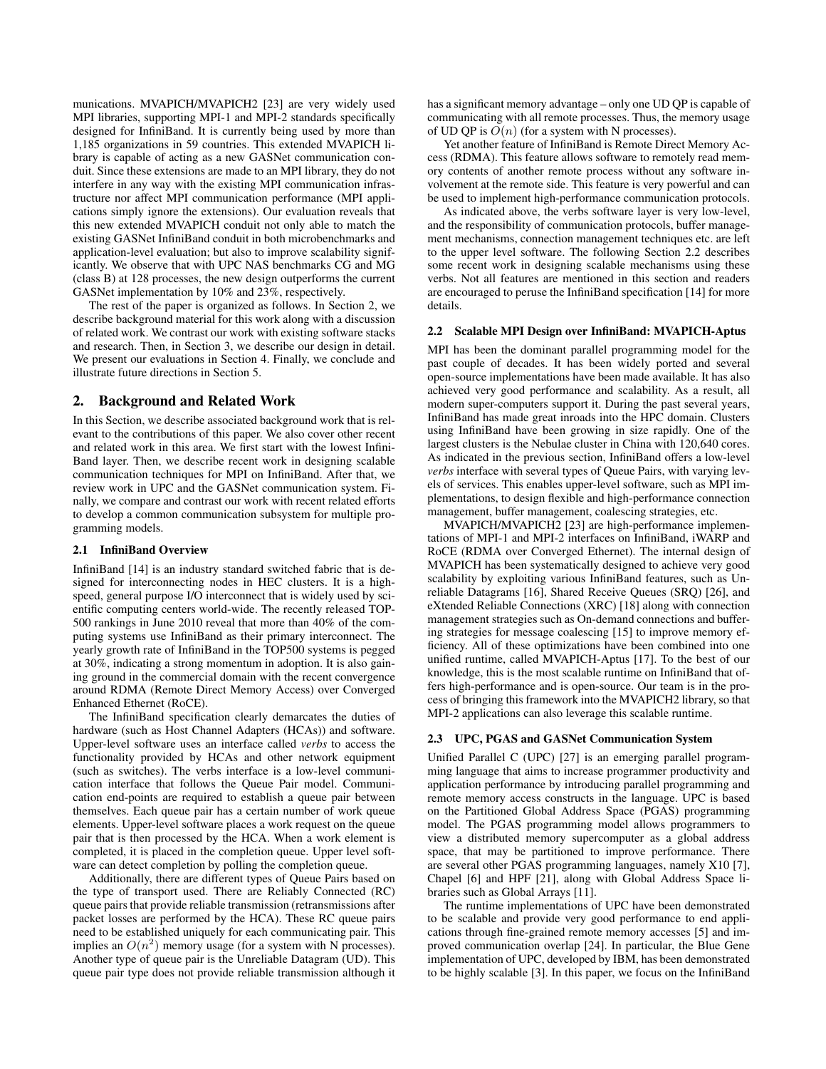munications. MVAPICH/MVAPICH2 [23] are very widely used MPI libraries, supporting MPI-1 and MPI-2 standards specifically designed for InfiniBand. It is currently being used by more than 1,185 organizations in 59 countries. This extended MVAPICH library is capable of acting as a new GASNet communication conduit. Since these extensions are made to an MPI library, they do not interfere in any way with the existing MPI communication infrastructure nor affect MPI communication performance (MPI applications simply ignore the extensions). Our evaluation reveals that this new extended MVAPICH conduit not only able to match the existing GASNet InfiniBand conduit in both microbenchmarks and application-level evaluation; but also to improve scalability significantly. We observe that with UPC NAS benchmarks CG and MG (class B) at 128 processes, the new design outperforms the current GASNet implementation by 10% and 23%, respectively.

The rest of the paper is organized as follows. In Section 2, we describe background material for this work along with a discussion of related work. We contrast our work with existing software stacks and research. Then, in Section 3, we describe our design in detail. We present our evaluations in Section 4. Finally, we conclude and illustrate future directions in Section 5.

## 2. Background and Related Work

In this Section, we describe associated background work that is relevant to the contributions of this paper. We also cover other recent and related work in this area. We first start with the lowest InfiniBand layer. Then, we describe recent work in designing scalable communication techniques for MPI on InfiniBand. After that, we review work in UPC and the GASNet communication system. Finally, we compare and contrast our work with recent related efforts to develop a common communication subsystem for multiple programming models.

### 2.1 InfiniBand Overview

InfiniBand [14] is an industry standard switched fabric that is designed for interconnecting nodes in HEC clusters. It is a high-speed, general purpose I/O interconnect that is widely used by scientific computing centers world-wide. The recently released TOP-500 rankings in June 2010 reveal that more than 40% of the computing systems use InfiniBand as their primary interconnect. The yearly growth rate of InfiniBand in the TOP500 systems is pegged at 30%, indicating a strong momentum in adoption. It is also gaining ground in the commercial domain with the recent convergence around RDMA (Remote Direct Memory Access) over Converged Enhanced Ethernet (RoCE).

The InfiniBand specification clearly demarcates the duties of hardware (such as Host Channel Adapters (HCAs)) and software. Upper-level software uses an interface called *verbs* to access the functionality provided by HCAs and other network equipment (such as switches). The verbs interface is a low-level communication interface that follows the Queue Pair model. Communication end-points are required to establish a queue pair between themselves. Each queue pair has a certain number of work queue elements. Upper-level software places a work request on the queue pair that is then processed by the HCA. When a work element is completed, it is placed in the completion queue. Upper level software can detect completion by polling the completion queue.

Additionally, there are different types of Queue Pairs based on the type of transport used. There are Reliably Connected (RC) queue pairs that provide reliable transmission (retransmissions after packet losses are performed by the HCA). These RC queue pairs need to be established uniquely for each communicating pair. This implies an $O(n^2)$ memory usage (for a system with N processes). Another type of queue pair is the Unreliable Datagram (UD). This queue pair type does not provide reliable transmission although it has a significant memory advantage – only one UD QP is capable of communicating with all remote processes. Thus, the memory usage of UD QP is $O(n)$ (for a system with N processes).

Yet another feature of InfiniBand is Remote Direct Memory Access (RDMA). This feature allows software to remotely read memory contents of another remote process without any software involvement at the remote side. This feature is very powerful and can be used to implement high-performance communication protocols.

As indicated above, the verbs software layer is very low-level, and the responsibility of communication protocols, buffer management mechanisms, connection management techniques etc. are left to the upper level software. The following Section 2.2 describes some recent work in designing scalable mechanisms using these verbs. Not all features are mentioned in this section and readers are encouraged to peruse the InfiniBand specification [14] for more details.

### 2.2 Scalable MPI Design over InfiniBand: MVAPICH-Aptus

MPI has been the dominant parallel programming model for the past couple of decades. It has been widely ported and several open-source implementations have been made available. It has also achieved very good performance and scalability. As a result, all modern super-computers support it. During the past several years, InfiniBand has made great inroads into the HPC domain. Clusters using InfiniBand have been growing in size rapidly. One of the largest clusters is the Nebulae cluster in China with 120,640 cores. As indicated in the previous section, InfiniBand offers a low-level *verbs* interface with several types of Queue Pairs, with varying levels of services. This enables upper-level software, such as MPI implementations, to design flexible and high-performance connection management, buffer management, coalescing strategies, etc.

MVAPICH/MVAPICH2 [23] are high-performance implementations of MPI-1 and MPI-2 interfaces on InfiniBand, iWARP and RoCE (RDMA over Converged Ethernet). The internal design of MVAPICH has been systematically designed to achieve very good scalability by exploiting various InfiniBand features, such as Unreliable Datagrams [16], Shared Receive Queues (SRQ) [26], and eXtended Reliable Connections (XRC) [18] along with connection management strategies such as On-demand connections and buffering strategies for message coalescing [15] to improve memory efficiency. All of these optimizations have been combined into one unified runtime, called MVAPICH-Aptus [17]. To the best of our knowledge, this is the most scalable runtime on InfiniBand that offers high-performance and is open-source. Our team is in the process of bringing this framework into the MVAPICH2 library, so that MPI-2 applications can also leverage this scalable runtime.

### 2.3 UPC, PGAS and GASNet Communication System

Unified Parallel C (UPC) [27] is an emerging parallel programming language that aims to increase programmer productivity and application performance by introducing parallel programming and remote memory access constructs in the language. UPC is based on the Partitioned Global Address Space (PGAS) programming model. The PGAS programming model allows programmers to view a distributed memory supercomputer as a global address space, that may be partitioned to improve performance. There are several other PGAS programming languages, namely X10 [7], Chapel [6] and HPF [21], along with Global Address Space libraries such as Global Arrays [11].

The runtime implementations of UPC have been demonstrated to be scalable and provide very good performance to end applications through fine-grained remote memory accesses [5] and improved communication overlap [24]. In particular, the Blue Gene implementation of UPC, developed by IBM, has been demonstrated to be highly scalable [3]. In this paper, we focus on the InfiniBand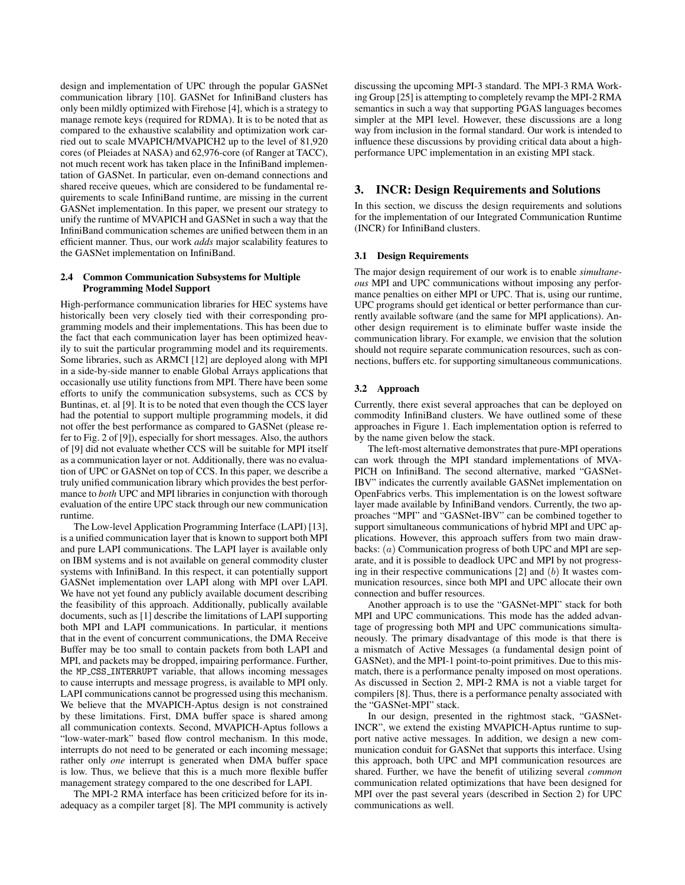design and implementation of UPC through the popular GASNet communication library [10]. GASNet for InfiniBand clusters has only been mildly optimized with Firehose [4], which is a strategy to manage remote keys (required for RDMA). It is to be noted that as compared to the exhaustive scalability and optimization work carried out to scale MVAPICH/MVAPICH2 up to the level of 81,920 cores (of Pleiades at NASA) and 62,976-core (of Ranger at TACC), not much recent work has taken place in the InfiniBand implementation of GASNet. In particular, even on-demand connections and shared receive queues, which are considered to be fundamental requirements to scale InfiniBand runtime, are missing in the current GASNet implementation. In this paper, we present our strategy to unify the runtime of MVAPICH and GASNet in such a way that the InfiniBand communication schemes are unified between them in an efficient manner. Thus, our work *adds* major scalability features to the GASNet implementation on InfiniBand.

### 2.4 Common Communication Subsystems for Multiple Programming Model Support

High-performance communication libraries for HEC systems have historically been very closely tied with their corresponding programming models and their implementations. This has been due to the fact that each communication layer has been optimized heavily to suit the particular programming model and its requirements. Some libraries, such as ARMCI [12] are deployed along with MPI in a side-by-side manner to enable Global Arrays applications that occasionally use utility functions from MPI. There have been some efforts to unify the communication subsystems, such as CCS by Buntinas, et. al [9]. It is to be noted that even though the CCS layer had the potential to support multiple programming models, it did not offer the best performance as compared to GASNet (please refer to Fig. 2 of [9]), especially for short messages. Also, the authors of [9] did not evaluate whether CCS will be suitable for MPI itself as a communication layer or not. Additionally, there was no evaluation of UPC or GASNet on top of CCS. In this paper, we describe a truly unified communication library which provides the best performance to *both* UPC and MPI libraries in conjunction with thorough evaluation of the entire UPC stack through our new communication runtime.

The Low-level Application Programming Interface (LAPI) [13], is a unified communication layer that is known to support both MPI and pure LAPI communications. The LAPI layer is available only on IBM systems and is not available on general commodity cluster systems with InfiniBand. In this respect, it can potentially support GASNet implementation over LAPI along with MPI over LAPI. We have not yet found any publicly available document describing the feasibility of this approach. Additionally, publically available documents, such as [1] describe the limitations of LAPI supporting both MPI and LAPI communications. In particular, it mentions that in the event of concurrent communications, the DMA Receive Buffer may be too small to contain packets from both LAPI and MPI, and packets may be dropped, impairing performance. Further, the `MP_CSS_INTERRUPT` variable, that allows incoming messages to cause interrupts and message progress, is available to MPI only. LAPI communications cannot be progressed using this mechanism. We believe that the MVAPICH-Aptus design is not constrained by these limitations. First, DMA buffer space is shared among all communication contexts. Second, MVAPICH-Aptus follows a "low-water-mark" based flow control mechanism. In this mode, interrupts do not need to be generated or each incoming message; rather only *one* interrupt is generated when DMA buffer space is low. Thus, we believe that this is a much more flexible buffer management strategy compared to the one described for LAPI.

The MPI-2 RMA interface has been criticized before for its inadequacy as a compiler target [8]. The MPI community is actively discussing the upcoming MPI-3 standard. The MPI-3 RMA Working Group [25] is attempting to completely revamp the MPI-2 RMA semantics in such a way that supporting PGAS languages becomes simpler at the MPI level. However, these discussions are a long way from inclusion in the formal standard. Our work is intended to influence these discussions by providing critical data about a high-performance UPC implementation in an existing MPI stack.

## 3. INCR: Design Requirements and Solutions

In this section, we discuss the design requirements and solutions for the implementation of our Integrated Communication Runtime (INCR) for InfiniBand clusters.

### 3.1 Design Requirements

The major design requirement of our work is to enable *simultaneous* MPI and UPC communications without imposing any performance penalties on either MPI or UPC. That is, using our runtime, UPC programs should get identical or better performance than currently available software (and the same for MPI applications). Another design requirement is to eliminate buffer waste inside the communication library. For example, we envision that the solution should not require separate communication resources, such as connections, buffers etc. for supporting simultaneous communications.

### 3.2 Approach

Currently, there exist several approaches that can be deployed on commodity InfiniBand clusters. We have outlined some of these approaches in Figure 1. Each implementation option is referred to by the name given below the stack.

The left-most alternative demonstrates that pure-MPI operations can work through the MPI standard implementations of MVAPICH on InfiniBand. The second alternative, marked "GASNet-IBV" indicates the currently available GASNet implementation on OpenFabrics verbs. This implementation is on the lowest software layer made available by InfiniBand vendors. Currently, the two approaches "MPI" and "GASNet-IBV" can be combined together to support simultaneous communications of hybrid MPI and UPC applications. However, this approach suffers from two main drawbacks: $(a)$ Communication progress of both UPC and MPI are separate, and it is possible to deadlock UPC and MPI by not progressing in their respective communications [2] and $(b)$ It wastes communication resources, since both MPI and UPC allocate their own connection and buffer resources.

Another approach is to use the "GASNet-MPI" stack for both MPI and UPC communications. This mode has the added advantage of progressing both MPI and UPC communications simultaneously. The primary disadvantage of this mode is that there is a mismatch of Active Messages (a fundamental design point of GASNet), and the MPI-1 point-to-point primitives. Due to this mismatch, there is a performance penalty imposed on most operations. As discussed in Section 2, MPI-2 RMA is not a viable target for compilers [8]. Thus, there is a performance penalty associated with the "GASNet-MPI" stack.

In our design, presented in the rightmost stack, "GASNet-INCR", we extend the existing MVAPICH-Aptus runtime to support native active messages. In addition, we design a new communication conduit for GASNet that supports this interface. Using this approach, both UPC and MPI communication resources are shared. Further, we have the benefit of utilizing several *common* communication related optimizations that have been designed for MPI over the past several years (described in Section 2) for UPC communications as well.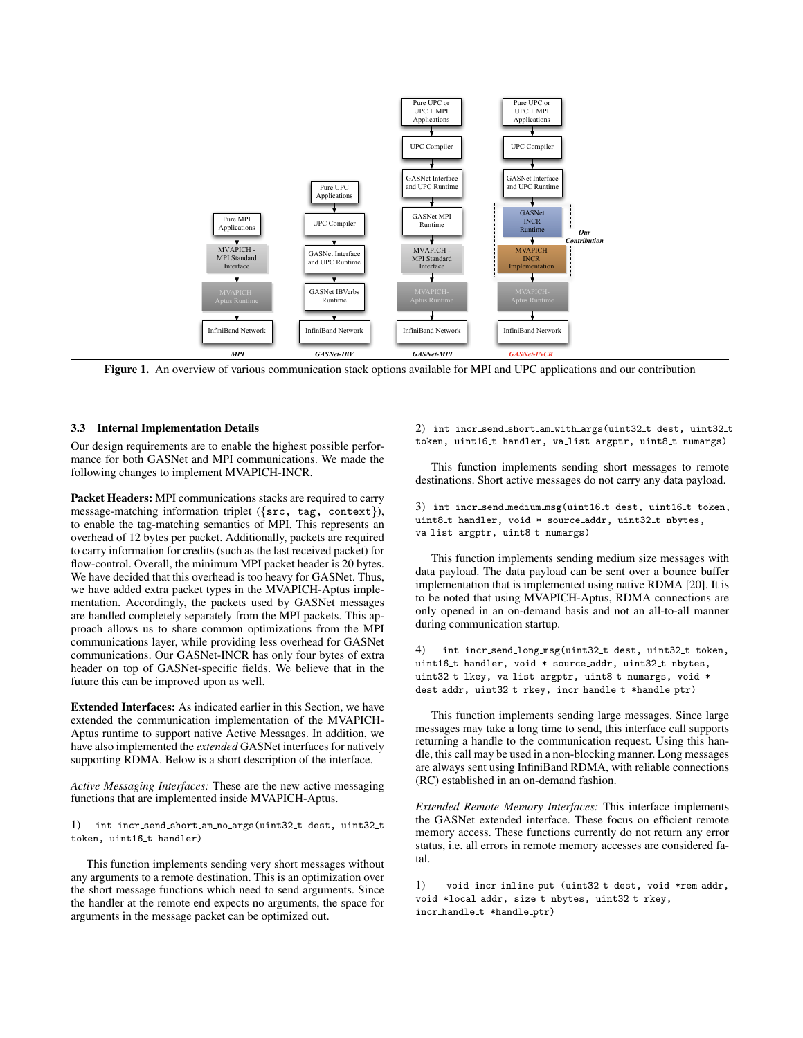Figure 1. An overview of various communication stack options available for MPI and UPC applications and our contribution

### 3.3 Internal Implementation Details

Our design requirements are to enable the highest possible performance for both GASNet and MPI communications. We made the following changes to implement MVAPICH-INCR.

**Packet Headers:** MPI communications stacks are required to carry message-matching information triplet ({`src, tag, context`}), to enable the tag-matching semantics of MPI. This represents an overhead of 12 bytes per packet. Additionally, packets are required to carry information for credits (such as the last received packet) for flow-control. Overall, the minimum MPI packet header is 20 bytes. We have decided that this overhead is too heavy for GASNet. Thus, we have added extra packet types in the MVAPICH-Aptus implementation. Accordingly, the packets used by GASNet messages are handled completely separately from the MPI packets. This approach allows us to share common optimizations from the MPI communications layer, while providing less overhead for GASNet communications. Our GASNet-INCR has only four bytes of extra header on top of GASNet-specific fields. We believe that in the future this can be improved upon as well.

**Extended Interfaces:** As indicated earlier in this Section, we have extended the communication implementation of the MVAPICH-Aptus runtime to support native Active Messages. In addition, we have also implemented the *extended* GASNet interfaces for natively supporting RDMA. Below is a short description of the interface.

*Active Messaging Interfaces:* These are the new active messaging functions that are implemented inside MVAPICH-Aptus.

1) `int incr_send_short_am_no_args(uint32_t dest, uint32_t token, uint16_t handler)`

This function implements sending very short messages without any arguments to a remote destination. This is an optimization over the short message functions which need to send arguments. Since the handler at the remote end expects no arguments, the space for arguments in the message packet can be optimized out.

2) `int incr_send_short_am_with_args(uint32_t dest, uint32_t token, uint16_t handler, va_list argptr, uint8_t numargs)`

This function implements sending short messages to remote destinations. Short active messages do not carry any data payload.

3) `int incr_send_medium_msg(uint16_t dest, uint16_t token, uint8_t handler, void * source_addr, uint32_t nbytes, va_list argptr, uint8_t numargs)`

This function implements sending medium size messages with data payload. The data payload can be sent over a bounce buffer implementation that is implemented using native RDMA [20]. It is to be noted that using MVAPICH-Aptus, RDMA connections are only opened in an on-demand basis and not an all-to-all manner during communication startup.

4) `int incr_send_long_msg(uint32_t dest, uint32_t token, uint16_t handler, void * source_addr, uint32_t nbytes, uint32_t lkey, va_list argptr, uint8_t numargs, void * dest_addr, uint32_t rkey, incr_handle_t *handle_ptr)`

This function implements sending large messages. Since large messages may take a long time to send, this interface call supports returning a handle to the communication request. Using this handle, this call may be used in a non-blocking manner. Long messages are always sent using InfiniBand RDMA, with reliable connections (RC) established in an on-demand fashion.

*Extended Remote Memory Interfaces:* This interface implements the GASNet extended interface. These focus on efficient remote memory access. These functions currently do not return any error status, i.e. all errors in remote memory accesses are considered fatal.

1) `void incr_inline_put (uint32_t dest, void *rem_addr, void *local_addr, size_t nbytes, uint32_t rkey, incr_handle_t *handle_ptr)`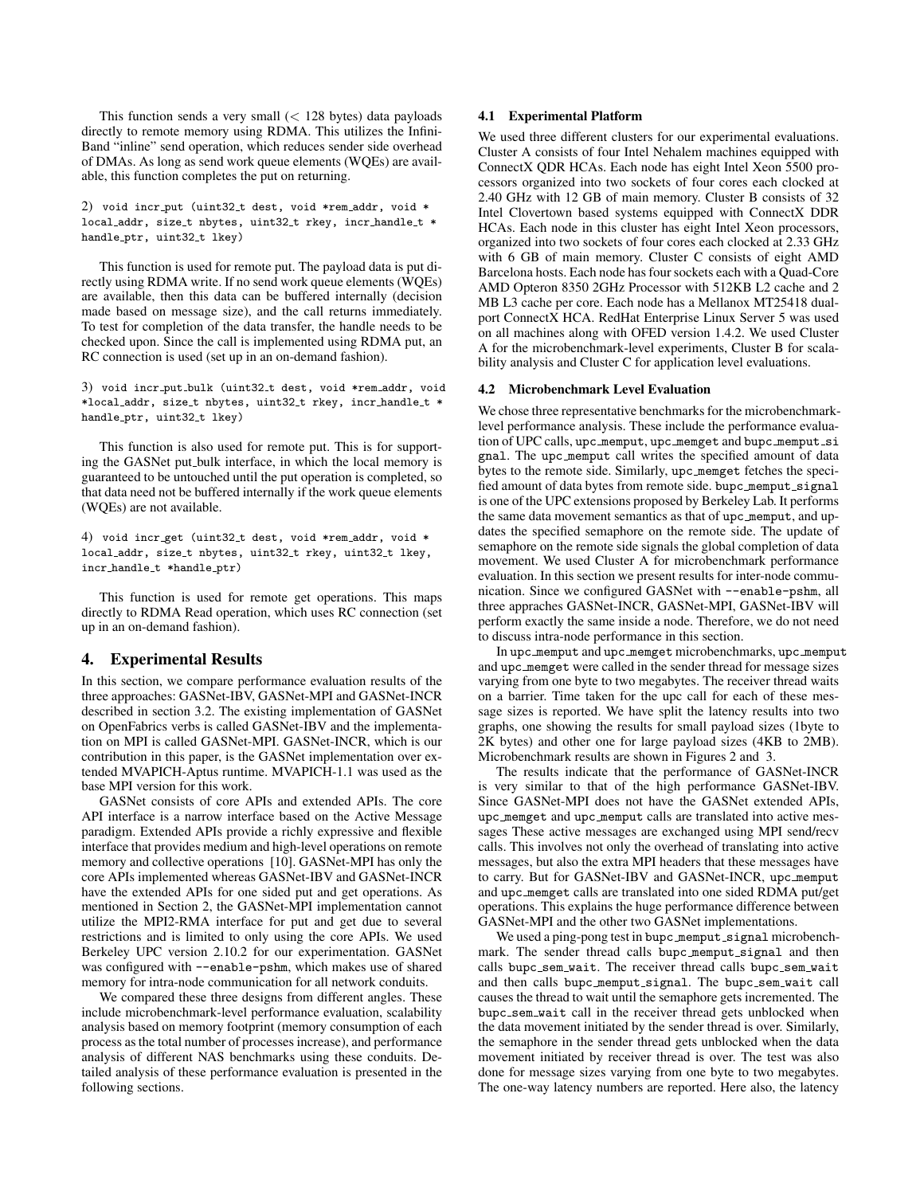This function sends a very small (< 128 bytes) data payloads directly to remote memory using RDMA. This utilizes the InfiniBand "inline" send operation, which reduces sender side overhead of DMAs. As long as send work queue elements (WQEs) are available, this function completes the put on returning.

2) `void incr_put (uint32_t dest, void *rem_addr, void * local_addr, size_t nbytes, uint32_t rkey, incr_handle_t * handle_ptr, uint32_t lkey)`

This function is used for remote put. The payload data is put directly using RDMA write. If no send work queue elements (WQEs) are available, then this data can be buffered internally (decision made based on message size), and the call returns immediately. To test for completion of the data transfer, the handle needs to be checked upon. Since the call is implemented using RDMA put, an RC connection is used (set up in an on-demand fashion).

3) `void incr_put_bulk (uint32_t dest, void *rem_addr, void *local_addr, size_t nbytes, uint32_t rkey, incr_handle_t * handle_ptr, uint32_t lkey)`

This function is also used for remote put. This is for supporting the GASNet put_bulk interface, in which the local memory is guaranteed to be untouched until the put operation is completed, so that data need not be buffered internally if the work queue elements (WQEs) are not available.

4) `void incr_get (uint32_t dest, void *rem_addr, void * local_addr, size_t nbytes, uint32_t rkey, uint32_t lkey, incr_handle_t *handle_ptr)`

This function is used for remote get operations. This maps directly to RDMA Read operation, which uses RC connection (set up in an on-demand fashion).

## 4. Experimental Results

In this section, we compare performance evaluation results of the three approaches: GASNet-IBV, GASNet-MPI and GASNet-INCR described in section 3.2. The existing implementation of GASNet on OpenFabrics verbs is called GASNet-IBV and the implementation on MPI is called GASNet-MPI. GASNet-INCR, which is our contribution in this paper, is the GASNet implementation over extended MVAPICH-Aptus runtime. MVAPICH-1.1 was used as the base MPI version for this work.

GASNet consists of core APIs and extended APIs. The core API interface is a narrow interface based on the Active Message paradigm. Extended APIs provide a richly expressive and flexible interface that provides medium and high-level operations on remote memory and collective operations [10]. GASNet-MPI has only the core APIs implemented whereas GASNet-IBV and GASNet-INCR have the extended APIs for one sided put and get operations. As mentioned in Section 2, the GASNet-MPI implementation cannot utilize the MPI2-RMA interface for put and get due to several restrictions and is limited to only using the core APIs. We used Berkeley UPC version 2.10.2 for our experimentation. GASNet was configured with `--enable-pshm`, which makes use of shared memory for intra-node communication for all network conduits.

We compared these three designs from different angles. These include microbenchmark-level performance evaluation, scalability analysis based on memory footprint (memory consumption of each process as the total number of processes increase), and performance analysis of different NAS benchmarks using these conduits. Detailed analysis of these performance evaluation is presented in the following sections.

### 4.1 Experimental Platform

We used three different clusters for our experimental evaluations. Cluster A consists of four Intel Nehalem machines equipped with ConnectX QDR HCAs. Each node has eight Intel Xeon 5500 processors organized into two sockets of four cores each clocked at 2.40 GHz with 12 GB of main memory. Cluster B consists of 32 Intel Clovertown based systems equipped with ConnectX DDR HCAs. Each node in this cluster has eight Intel Xeon processors, organized into two sockets of four cores each clocked at 2.33 GHz with 6 GB of main memory. Cluster C consists of eight AMD Barcelona hosts. Each node has four sockets each with a Quad-Core AMD Opteron 8350 2GHz Processor with 512KB L2 cache and 2 MB L3 cache per core. Each node has a Mellanox MT25418 dual-port ConnectX HCA. RedHat Enterprise Linux Server 5 was used on all machines along with OFED version 1.4.2. We used Cluster A for the microbenchmark-level experiments, Cluster B for scalability analysis and Cluster C for application level evaluations.

### 4.2 Microbenchmark Level Evaluation

We chose three representative benchmarks for the microbenchmark-level performance analysis. These include the performance evaluation of UPC calls, `upc_memput`, `upc_memget` and `bupc_memput_signal`. The `upc_memput` call writes the specified amount of data bytes to the remote side. Similarly, `upc_memget` fetches the specified amount of data bytes from remote side. `bupc_memput_signal` is one of the UPC extensions proposed by Berkeley Lab. It performs the same data movement semantics as that of `upc_memput`, and updates the specified semaphore on the remote side. The update of semaphore on the remote side signals the global completion of data movement. We used Cluster A for microbenchmark performance evaluation. In this section we present results for inter-node communication. Since we configured GASNet with `--enable-pshm`, all three apprIaches GASNet-INCR, GASNet-MPI, GASNet-IBV will perform exactly the same inside a node. Therefore, we do not need to discuss intra-node performance in this section.

In `upc_memput` and `upc_memget` microbenchmarks, `upc_memput` and `upc_memget` were called in the sender thread for message sizes varying from one byte to two megabytes. The receiver thread waits on a barrier. Time taken for the upc call for each of these message sizes is reported. We have split the latency results into two graphs, one showing the results for small payload sizes (1byte to 2K bytes) and other one for large payload sizes (4KB to 2MB). Microbenchmark results are shown in Figures 2 and 3.

The results indicate that the performance of GASNet-INCR is very similar to that of the high performance GASNet-IBV. Since GASNet-MPI does not have the GASNet extended APIs, `upc_memget` and `upc_memput` calls are translated into active messages These active messages are exchanged using MPI send/recv calls. This involves not only the overhead of translating into active messages, but also the extra MPI headers that these messages have to carry. But for GASNet-IBV and GASNet-INCR, `upc_memput` and `upc_memget` calls are translated into one sided RDMA put/get operations. This explains the huge performance difference between GASNet-MPI and the other two GASNet implementations.

We used a ping-pong test in `bupc_memput_signal` microbenchmark. The sender thread calls `bupc_memput_signal` and then calls `bupc_sem_wait`. The receiver thread calls `bupc_sem_wait` and then calls `bupc_memput_signal`. The `bupc_sem_wait` call causes the thread to wait until the semaphore gets incremented. The `bupc_sem_wait` call in the receiver thread gets unblocked when the data movement initiated by the sender thread is over. Similarly, the semaphore in the sender thread gets unblocked when the data movement initiated by receiver thread is over. The test was also done for message sizes varying from one byte to two megabytes. The one-way latency numbers are reported. Here also, the latency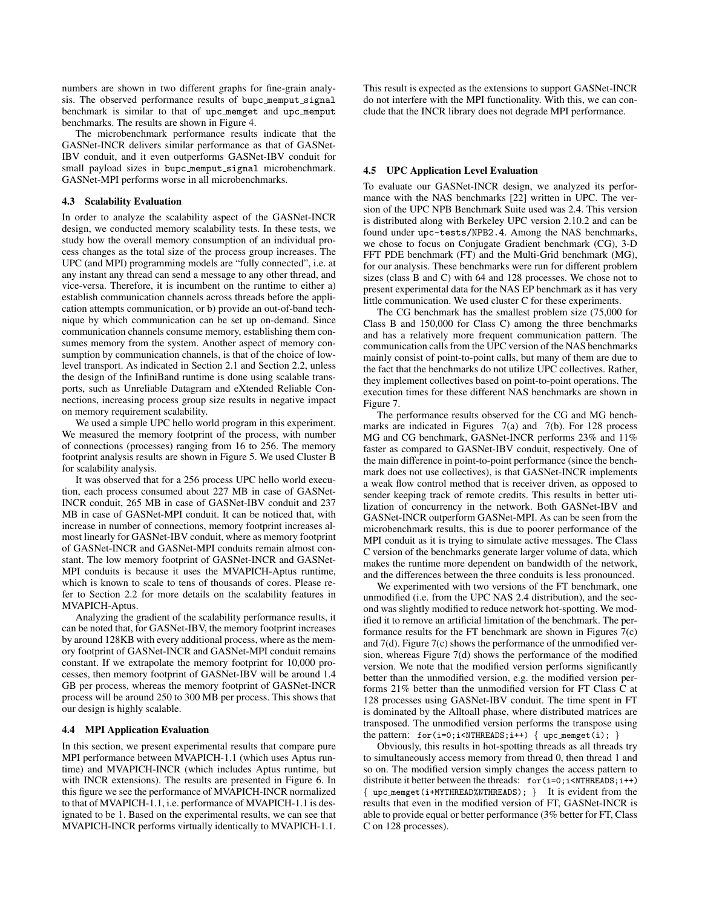numbers are shown in two different graphs for fine-grain analysis. The observed performance results of bupc_memput_signal benchmark is similar to that of upc_memget and upc_memput benchmarks. The results are shown in Figure 4.

The microbenchmark performance results indicate that the GASNet-INCR delivers similar performance as that of GASNet-IBV conduit, and it even outperforms GASNet-IBV conduit for small payload sizes in bupc_memput_signal microbenchmark. GASNet-MPI performs worse in all microbenchmarks.

### 4.3 Scalability Evaluation

In order to analyze the scalability aspect of the GASNet-INCR design, we conducted memory scalability tests. In these tests, we study how the overall memory consumption of an individual process changes as the total size of the process group increases. The UPC (and MPI) programming models are "fully connected", i.e. at any instant any thread can send a message to any other thread, and vice-versa. Therefore, it is incumbent on the runtime to either a) establish communication channels across threads before the application attempts communication, or b) provide an out-of-band technique by which communication can be set up on-demand. Since communication channels consume memory, establishing them consumes memory from the system. Another aspect of memory consumption by communication channels, is that of the choice of low-level transport. As indicated in Section 2.1 and Section 2.2, unless the design of the InfiniBand runtime is done using scalable transports, such as Unreliable Datagram and eXtended Reliable Connections, increasing process group size results in negative impact on memory requirement scalability.

We used a simple UPC hello world program in this experiment. We measured the memory footprint of the process, with number of connections (processes) ranging from 16 to 256. The memory footprint analysis results are shown in Figure 5. We used Cluster B for scalability analysis.

It was observed that for a 256 process UPC hello world execution, each process consumed about 227 MB in case of GASNet-INCR conduit, 265 MB in case of GASNet-IBV conduit and 237 MB in case of GASNet-MPI conduit. It can be noticed that, with increase in number of connections, memory footprint increases almost linearly for GASNet-IBV conduit, where as memory footprint of GASNet-INCR and GASNet-MPI conduits remain almost constant. The low memory footprint of GASNet-INCR and GASNet-MPI conduits is because it uses the MVAPICH-Aptus runtime, which is known to scale to tens of thousands of cores. Please refer to Section 2.2 for more details on the scalability features in MVAPICH-Aptus.

Analyzing the gradient of the scalability performance results, it can be noted that, for GASNet-IBV, the memory footprint increases by around 128KB with every additional process, where as the memory footprint of GASNet-INCR and GASNet-MPI conduit remains constant. If we extrapolate the memory footprint for 10,000 processes, then memory footprint of GASNet-IBV will be around 1.4 GB per process, whereas the memory footprint of GASNet-INCR process will be around 250 to 300 MB per process. This shows that our design is highly scalable.

### 4.4 MPI Application Evaluation

In this section, we present experimental results that compare pure MPI performance between MVAPICH-1.1 (which uses Aptus runtime) and MVAPICH-INCR (which includes Aptus runtime, but with INCR extensions). The results are presented in Figure 6. In this figure we see the performance of MVAPICH-INCR normalized to that of MVAPICH-1.1, i.e. performance of MVAPICH-1.1 is designated to be 1. Based on the experimental results, we can see that MVAPICH-INCR performs virtually identically to MVAPICH-1.1. This result is expected as the extensions to support GASNet-INCR do not interfere with the MPI functionality. With this, we can conclude that the INCR library does not degrade MPI performance.

### 4.5 UPC Application Level Evaluation

To evaluate our GASNet-INCR design, we analyzed its performance with the NAS benchmarks [22] written in UPC. The version of the UPC NPB Benchmark Suite used was 2.4. This version is distributed along with Berkeley UPC version 2.10.2 and can be found under upc-tests/NPB2.4. Among the NAS benchmarks, we chose to focus on Conjugate Gradient benchmark (CG), 3-D FFT PDE benchmark (FT) and the Multi-Grid benchmark (MG), for our analysis. These benchmarks were run for different problem sizes (class B and C) with 64 and 128 processes. We chose not to present experimental data for the NAS EP benchmark as it has very little communication. We used cluster C for these experiments.

The CG benchmark has the smallest problem size (75,000 for Class B and 150,000 for Class C) among the three benchmarks and has a relatively more frequent communication pattern. The communication calls from the UPC version of the NAS benchmarks mainly consist of point-to-point calls, but many of them are due to the fact that the benchmarks do not utilize UPC collectives. Rather, they implement collectives based on point-to-point operations. The execution times for these different NAS benchmarks are shown in Figure 7.

The performance results observed for the CG and MG benchmarks are indicated in Figures 7(a) and 7(b). For 128 process MG and CG benchmark, GASNet-INCR performs 23% and 11% faster as compared to GASNet-IBV conduit, respectively. One of the main difference in point-to-point performance (since the benchmark does not use collectives), is that GASNet-INCR implements a weak flow control method that is receiver driven, as opposed to sender keeping track of remote credits. This results in better utilization of concurrency in the network. Both GASNet-IBV and GASNet-INCR outperform GASNet-MPI. As can be seen from the microbenchmark results, this is due to poorer performance of the MPI conduit as it is trying to simulate active messages. The Class C version of the benchmarks generate larger volume of data, which makes the runtime more dependent on bandwidth of the network, and the differences between the three conduits is less pronounced.

We experimented with two versions of the FT benchmark, one unmodified (i.e. from the UPC NAS 2.4 distribution), and the second was slightly modified to reduce network hot-spotting. We modified it to remove an artificial limitation of the benchmark. The performance results for the FT benchmark are shown in Figures 7(c) and 7(d). Figure 7(c) shows the performance of the unmodified version, whereas Figure 7(d) shows the performance of the modified version. We note that the modified version performs significantly better than the unmodified version, e.g. the modified version performs 21% better than the unmodified version for FT Class C at 128 processes using GASNet-IBV conduit. The time spent in FT is dominated by the Alltoall phase, where distributed matrices are transposed. The unmodified version performs the transpose using the pattern: `for(i=0;i<NTHREADS;i++) { upc_memget(i); }`

Obviously, this results in hot-spotting threads as all threads try to simultaneously access memory from thread 0, then thread 1 and so on. The modified version simply changes the access pattern to distribute it better between the threads: `for(i=0;i<NTHREADS;i++) { upc_memget(i+MYTHREAD%NTHREADS); }` It is evident from the results that even in the modified version of FT, GASNet-INCR is able to provide equal or better performance (3% better for FT, Class C on 128 processes).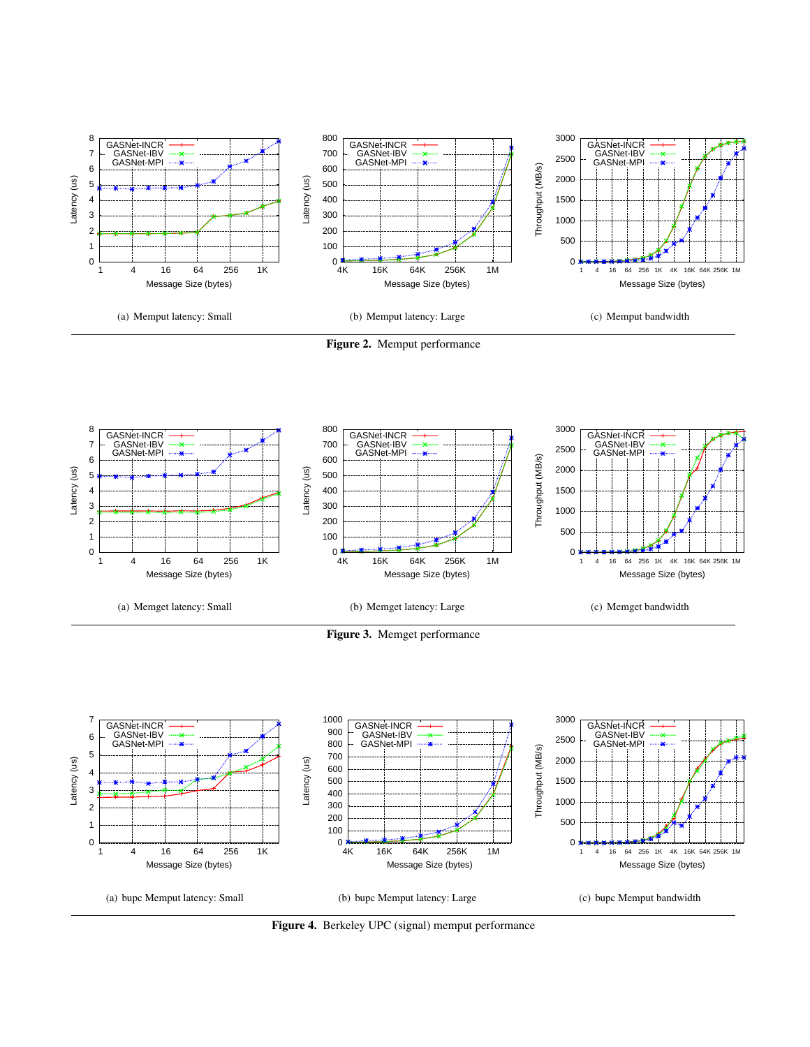(a) Memput latency: Small

(b) Memput latency: Large

(c) Memput bandwidth

**Figure 2.** Memput performance

(a) Memget latency: Small

(b) Memget latency: Large

(c) Memget bandwidth

**Figure 3.** Memget performance

(a) bupc Memput latency: Small

(b) bupc Memput latency: Large

(c) bupc Memput bandwidth

**Figure 4.** Berkeley UPC (signal) memput performance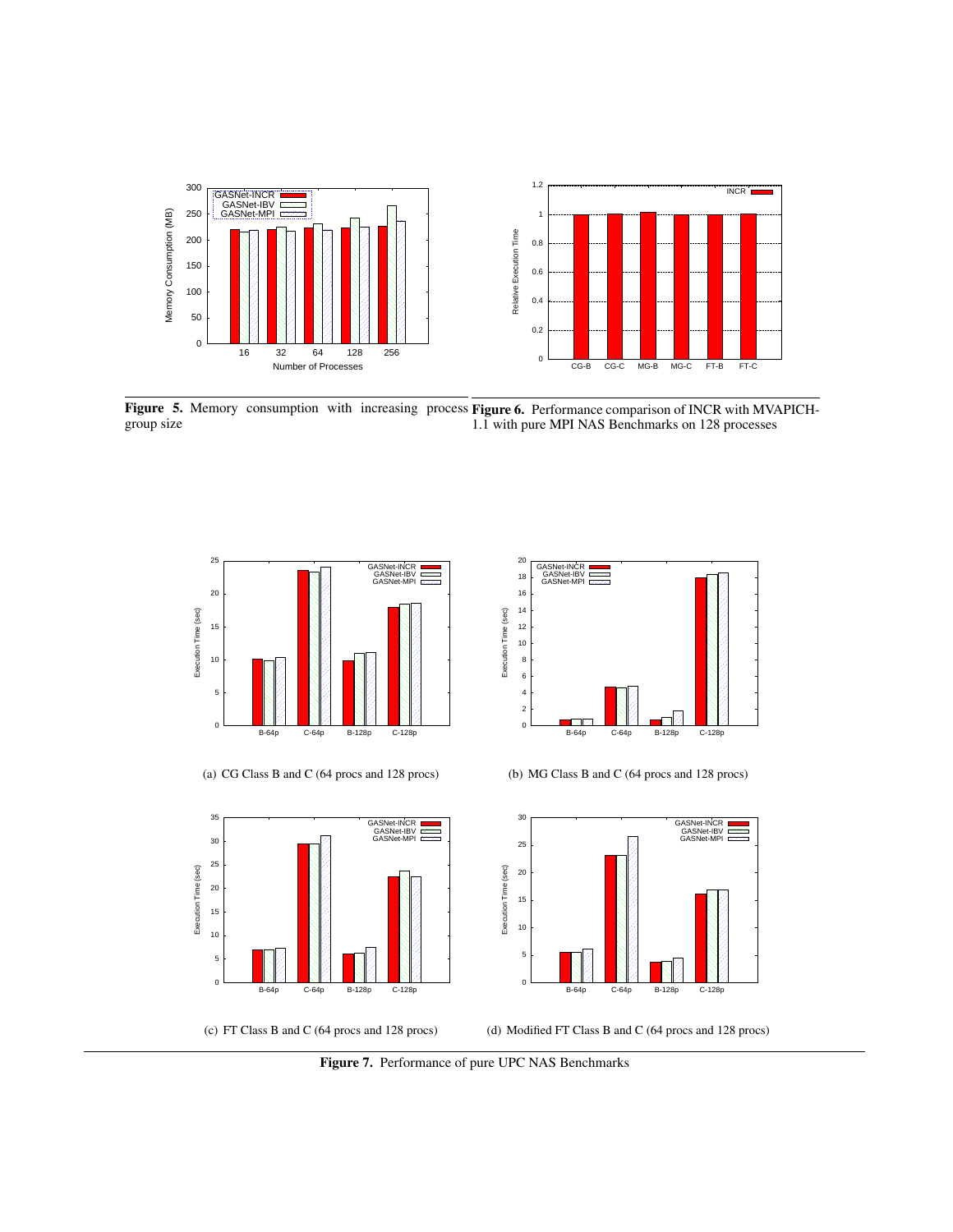**Figure 5.** Memory consumption with increasing process group size

**Figure 6.** Performance comparison of INCR with MVAPICH-1.1 with pure MPI NAS Benchmarks on 128 processes

(a) CG Class B and C (64 procs and 128 procs)

(b) MG Class B and C (64 procs and 128 procs)

(c) FT Class B and C (64 procs and 128 procs)

(d) Modified FT Class B and C (64 procs and 128 procs)

**Figure 7.** Performance of pure UPC NAS Benchmarks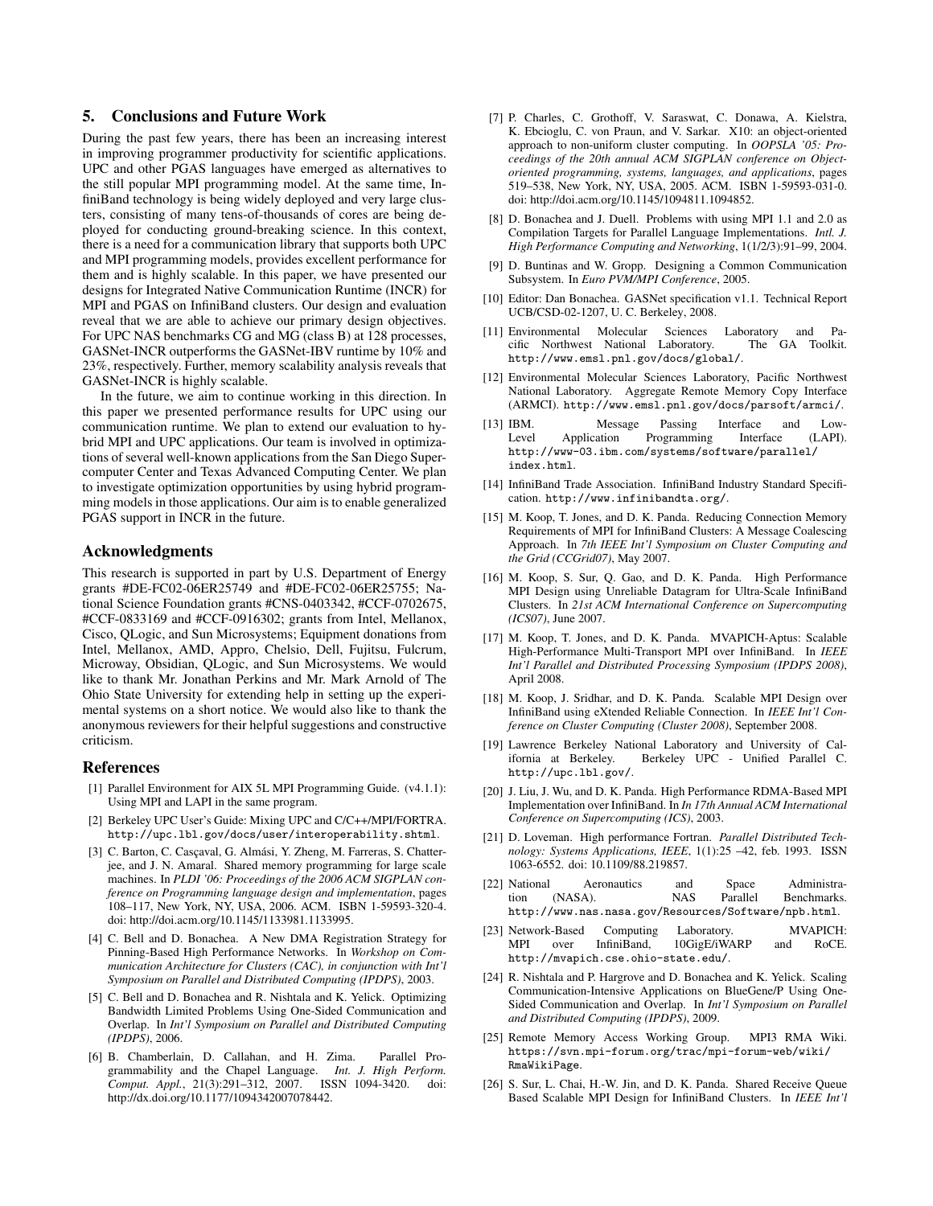## 5. Conclusions and Future Work

During the past few years, there has been an increasing interest in improving programmer productivity for scientific applications. UPC and other PGAS languages have emerged as alternatives to the still popular MPI programming model. At the same time, InfiniBand technology is being widely deployed and very large clusters, consisting of many tens-of-thousands of cores are being deployed for conducting ground-breaking science. In this context, there is a need for a communication library that supports both UPC and MPI programming models, provides excellent performance for them and is highly scalable. In this paper, we have presented our designs for Integrated Native Communication Runtime (INCR) for MPI and PGAS on InfiniBand clusters. Our design and evaluation reveal that we are able to achieve our primary design objectives. For UPC NAS benchmarks CG and MG (class B) at 128 processes, GASNet-INCR outperforms the GASNet-IBV runtime by 10% and 23%, respectively. Further, memory scalability analysis reveals that GASNet-INCR is highly scalable.

In the future, we aim to continue working in this direction. In this paper we presented performance results for UPC using our communication runtime. We plan to extend our evaluation to hybrid MPI and UPC applications. Our team is involved in optimizations of several well-known applications from the San Diego Supercomputer Center and Texas Advanced Computing Center. We plan to investigate optimization opportunities by using hybrid programming models in those applications. Our aim is to enable generalized PGAS support in INCR in the future.

## Acknowledgments

This research is supported in part by U.S. Department of Energy grants #DE-FC02-06ER25749 and #DE-FC02-06ER25755; National Science Foundation grants #CNS-0403342, #CCF-0702675, #CCF-0833169 and #CCF-0916302; grants from Intel, Mellanox, Cisco, QLogic, and Sun Microsystems; Equipment donations from Intel, Mellanox, AMD, Appro, Chelsio, Dell, Fujitsu, Fulcrum, Microway, Obsidian, QLogic, and Sun Microsystems. We would like to thank Mr. Jonathan Perkins and Mr. Mark Arnold of The Ohio State University for extending help in setting up the experimental systems on a short notice. We would also like to thank the anonymous reviewers for their helpful suggestions and constructive criticism.

## References

[1] Parallel Environment for AIX 5L MPI Programming Guide. (v4.1.1): Using MPI and LAPI in the same program.

[2] Berkeley UPC User's Guide: Mixing UPC and C/C++/MPI/FORTRA. http://upc.lbl.gov/docs/user/interoperability.shtml.

[3] C. Barton, C. Caşcaval, G. Almási, Y. Zheng, M. Farreras, S. Chatterjee, and J. N. Amaral. Shared memory programming for large scale machines. In *PLDI '06: Proceedings of the 2006 ACM SIGPLAN conference on Programming language design and implementation*, pages 108–117, New York, NY, USA, 2006. ACM. ISBN 1-59593-320-4. doi: http://doi.acm.org/10.1145/1133981.1133995.

[4] C. Bell and D. Bonachea. A New DMA Registration Strategy for Pinning-Based High Performance Networks. In *Workshop on Communication Architecture for Clusters (CAC), in conjunction with Int'l Symposium on Parallel and Distributed Computing (IPDPS)*, 2003.

[5] C. Bell and D. Bonachea and R. Nishtala and K. Yelick. Optimizing Bandwidth Limited Problems Using One-Sided Communication and Overlap. In *Int'l Symposium on Parallel and Distributed Computing (IPDPS)*, 2006.

[6] B. Chamberlain, D. Callahan, and H. Zima. Parallel Programmability and the Chapel Language. *Int. J. High Perform. Comput. Appl.*, 21(3):291–312, 2007. ISSN 1094-3420. doi: http://dx.doi.org/10.1177/1094342007078442.

[7] P. Charles, C. Grothoff, V. Saraswat, C. Donawa, A. Kielstra, K. Ebcioglu, C. von Praun, and V. Sarkar. X10: an object-oriented approach to non-uniform cluster computing. In *OOPSLA '05: Proceedings of the 20th annual ACM SIGPLAN conference on Object-oriented programming, systems, languages, and applications*, pages 519–538, New York, NY, USA, 2005. ACM. ISBN 1-59593-031-0. doi: http://doi.acm.org/10.1145/1094811.1094852.

[8] D. Bonachea and J. Duell. Problems with using MPI 1.1 and 2.0 as Compilation Targets for Parallel Language Implementations. *Intl. J. High Performance Computing and Networking*, 1(1/2/3):91–99, 2004.

[9] D. Buntinas and W. Gropp. Designing a Common Communication Subsystem. In *Euro PVM/MPI Conference*, 2005.

[10] Editor: Dan Bonachea. GASNet specification v1.1. Technical Report UCB/CSD-02-1207, U. C. Berkeley, 2008.

[11] Environmental Molecular Sciences Laboratory and Pacific Northwest National Laboratory. The GA Toolkit. http://www.emsl.pnl.gov/docs/global/.

[12] Environmental Molecular Sciences Laboratory, Pacific Northwest National Laboratory. Aggregate Remote Memory Copy Interface (ARMCI). http://www.emsl.pnl.gov/docs/parsoft/armci/.

[13] IBM. Message Passing Interface and Low-Level Application Programming Interface (LAPI). http://www-03.ibm.com/systems/software/parallel/index.html.

[14] InfiniBand Trade Association. InfiniBand Industry Standard Specification. http://www.infinibandta.org/.

[15] M. Koop, T. Jones, and D. K. Panda. Reducing Connection Memory Requirements of MPI for InfiniBand Clusters: A Message Coalescing Approach. In *7th IEEE Int'l Symposium on Cluster Computing and the Grid (CCGrid07)*, May 2007.

[16] M. Koop, S. Sur, Q. Gao, and D. K. Panda. High Performance MPI Design using Unreliable Datagram for Ultra-Scale InfiniBand Clusters. In *21st ACM International Conference on Supercomputing (ICS07)*, June 2007.

[17] M. Koop, T. Jones, and D. K. Panda. MVAPICH-Aptus: Scalable High-Performance Multi-Transport MPI over InfiniBand. In *IEEE Int'l Parallel and Distributed Processing Symposium (IPDPS 2008)*, April 2008.

[18] M. Koop, J. Sridhar, and D. K. Panda. Scalable MPI Design over InfiniBand using eXtended Reliable Connection. In *IEEE Int'l Conference on Cluster Computing (Cluster 2008)*, September 2008.

[19] Lawrence Berkeley National Laboratory and University of California at Berkeley. Berkeley UPC - Unified Parallel C. http://upc.lbl.gov/.

[20] J. Liu, J. Wu, and D. K. Panda. High Performance RDMA-Based MPI Implementation over InfiniBand. In *In 17th Annual ACM International Conference on Supercomputing (ICS)*, 2003.

[21] D. Loveman. High performance Fortran. *Parallel Distributed Technology: Systems Applications, IEEE*, 1(1):25 –42, feb. 1993. ISSN 1063-6552. doi: 10.1109/88.219857.

[22] National Aeronautics and Space Administration (NASA). NAS Parallel Benchmarks. http://www.nas.nasa.gov/Resources/Software/npb.html.

[23] Network-Based Computing Laboratory. MVAPICH: MPI over InfiniBand, 10GigE/iWARP and RoCE. http://mvapich.cse.ohio-state.edu/.

[24] R. Nishtala and P. Hargrove and D. Bonachea and K. Yelick. Scaling Communication-Intensive Applications on BlueGene/P Using One-Sided Communication and Overlap. In *Int'l Symposium on Parallel and Distributed Computing (IPDPS)*, 2009.

[25] Remote Memory Access Working Group. MPI3 RMA Wiki. https://svn.mpi-forum.org/trac/mpi-forum-web/wiki/RmaWikiPage.

[26] S. Sur, L. Chai, H.-W. Jin, and D. K. Panda. Shared Receive Queue Based Scalable MPI Design for InfiniBand Clusters. In *IEEE Int'l*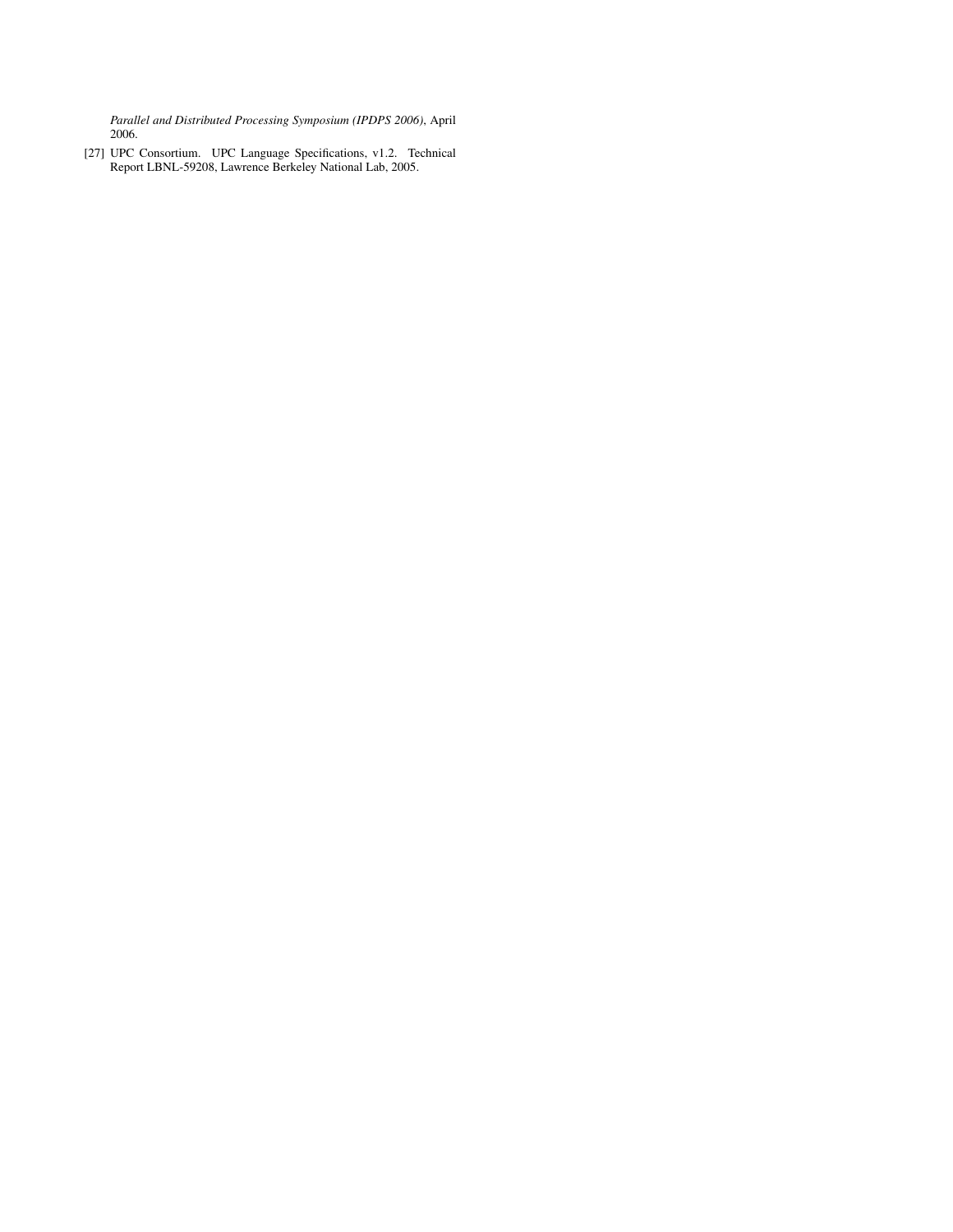*Parallel and Distributed Processing Symposium (IPDPS 2006)*, April 2006.

[27] UPC Consortium. UPC Language Specifications, v1.2. Technical Report LBNL-59208, Lawrence Berkeley National Lab, 2005.